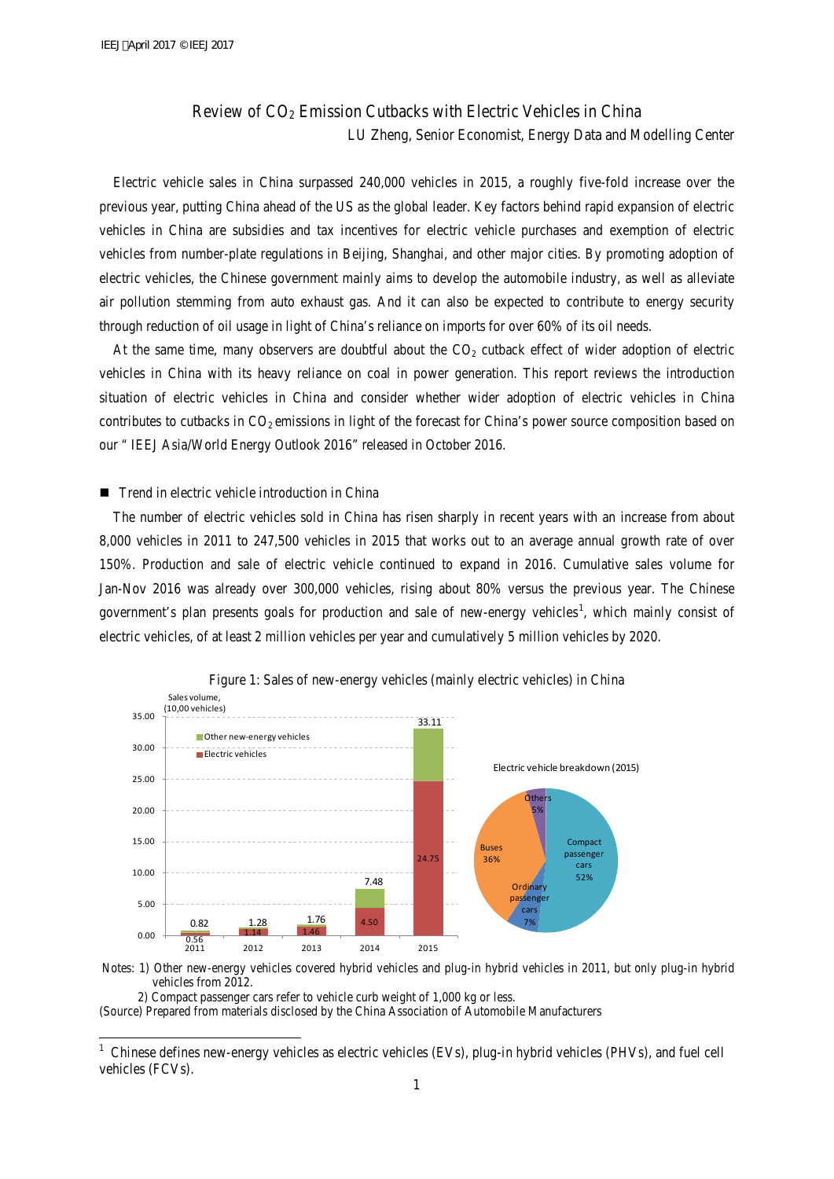# Review of $CO_2$ Emission Cutbacks with Electric Vehicles in China

LU Zheng, Senior Economist, Energy Data and Modelling Center

Electric vehicle sales in China surpassed 240,000 vehicles in 2015, a roughly five-fold increase over the previous year, putting China ahead of the US as the global leader. Key factors behind rapid expansion of electric vehicles in China are subsidies and tax incentives for electric vehicle purchases and exemption of electric vehicles from number-plate regulations in Beijing, Shanghai, and other major cities. By promoting adoption of electric vehicles, the Chinese government mainly aims to develop the automobile industry, as well as alleviate air pollution stemming from auto exhaust gas. And it can also be expected to contribute to energy security through reduction of oil usage in light of China's reliance on imports for over 60% of its oil needs.

At the same time, many observers are doubtful about the $CO_2$ cutback effect of wider adoption of electric vehicles in China with its heavy reliance on coal in power generation. This report reviews the introduction situation of electric vehicles in China and consider whether wider adoption of electric vehicles in China contributes to cutbacks in $CO_2$ emissions in light of the forecast for China's power source composition based on our " IEEJ Asia/World Energy Outlook 2016" released in October 2016.

## ■ Trend in electric vehicle introduction in China

The number of electric vehicles sold in China has risen sharply in recent years with an increase from about 8,000 vehicles in 2011 to 247,500 vehicles in 2015 that works out to an average annual growth rate of over 150%. Production and sale of electric vehicle continued to expand in 2016. Cumulative sales volume for Jan-Nov 2016 was already over 300,000 vehicles, rising about 80% versus the previous year. The Chinese government's plan presents goals for production and sale of new-energy vehicles[1], which mainly consist of electric vehicles, of at least 2 million vehicles per year and cumulatively 5 million vehicles by 2020.

Figure 1: Sales of new-energy vehicles (mainly electric vehicles) in China

Sales volume, (10,00 vehicles)

| Year | Electric vehicles | Total (incl. other new-energy vehicles) |
|---|---|---|
| 2011 | 0.56 | 0.82 |
| 2012 | 1.14 | 1.28 |
| 2013 | 1.46 | 1.76 |
| 2014 | 4.50 | 7.48 |
| 2015 | 24.75 | 33.11 |

Electric vehicle breakdown (2015)

| Category | Share |
|---|---|
| Compact passenger cars | 52% |
| Ordinary passenger cars | 7% |
| Buses | 36% |
| Others | 5% |

Notes: 1) Other new-energy vehicles covered hybrid vehicles and plug-in hybrid vehicles in 2011, but only plug-in hybrid vehicles from 2012.

2) Compact passenger cars refer to vehicle curb weight of 1,000 kg or less.

(Source) Prepared from materials disclosed by the China Association of Automobile Manufacturers

[1] Chinese defines new-energy vehicles as electric vehicles (EVs), plug-in hybrid vehicles (PHVs), and fuel cell vehicles (FCVs).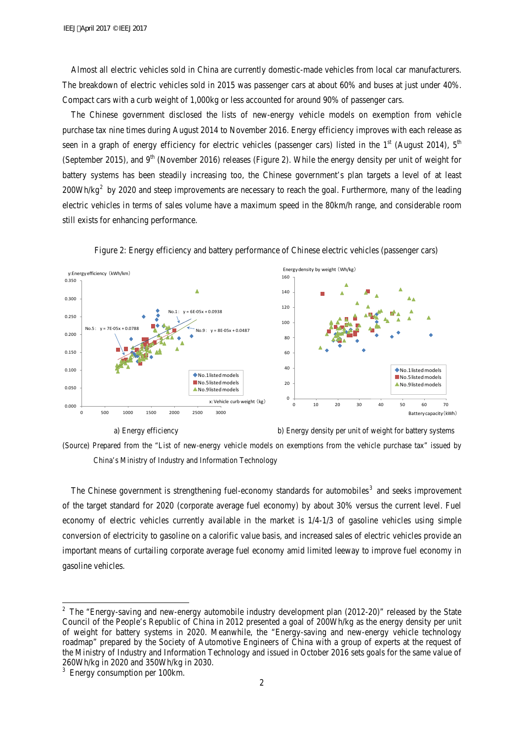Almost all electric vehicles sold in China are currently domestic-made vehicles from local car manufacturers. The breakdown of electric vehicles sold in 2015 was passenger cars at about 60% and buses at just under 40%. Compact cars with a curb weight of 1,000kg or less accounted for around 90% of passenger cars.

The Chinese government disclosed the lists of new-energy vehicle models on exemption from vehicle purchase tax nine times during August 2014 to November 2016. Energy efficiency improves with each release as seen in a graph of energy efficiency for electric vehicles (passenger cars) listed in the 1st (August 2014), 5th (September 2015), and 9th (November 2016) releases (Figure 2). While the energy density per unit of weight for battery systems has been steadily increasing too, the Chinese government's plan targets a level of at least 200Wh/kg[2] by 2020 and steep improvements are necessary to reach the goal. Furthermore, many of the leading electric vehicles in terms of sales volume have a maximum speed in the 80km/h range, and considerable room still exists for enhancing performance.

Figure 2: Energy efficiency and battery performance of Chinese electric vehicles (passenger cars)

a) Energy efficiency

b) Energy density per unit of weight for battery systems

(Source) Prepared from the "List of new-energy vehicle models on exemptions from the vehicle purchase tax" issued by China's Ministry of Industry and Information Technology

The Chinese government is strengthening fuel-economy standards for automobiles[3] and seeks improvement of the target standard for 2020 (corporate average fuel economy) by about 30% versus the current level. Fuel economy of electric vehicles currently available in the market is 1/4-1/3 of gasoline vehicles using simple conversion of electricity to gasoline on a calorific value basis, and increased sales of electric vehicles provide an important means of curtailing corporate average fuel economy amid limited leeway to improve fuel economy in gasoline vehicles.

---

[2] The "Energy-saving and new-energy automobile industry development plan (2012-20)" released by the State Council of the People's Republic of China in 2012 presented a goal of 200Wh/kg as the energy density per unit of weight for battery systems in 2020. Meanwhile, the "Energy-saving and new-energy vehicle technology roadmap" prepared by the Society of Automotive Engineers of China with a group of experts at the request of the Ministry of Industry and Information Technology and issued in October 2016 sets goals for the same value of 260Wh/kg in 2020 and 350Wh/kg in 2030.

[3] Energy consumption per 100km.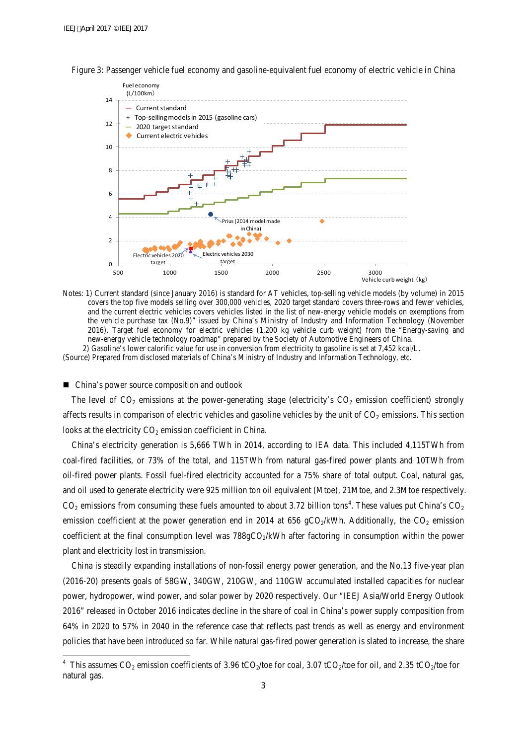Figure 3: Passenger vehicle fuel economy and gasoline-equivalent fuel economy of electric vehicle in China

Notes: 1) Current standard (since January 2016) is standard for AT vehicles, top-selling vehicle models (by volume) in 2015 covers the top five models selling over 300,000 vehicles, 2020 target standard covers three-rows and fewer vehicles, and the current electric vehicles covers vehicles listed in the list of new-energy vehicle models on exemptions from the vehicle purchase tax (No.9)" issued by China's Ministry of Industry and Information Technology (November 2016). Target fuel economy for electric vehicles (1,200 kg vehicle curb weight) from the "Energy-saving and new-energy vehicle technology roadmap" prepared by the Society of Automotive Engineers of China.

2) Gasoline's lower calorific value for use in conversion from electricity to gasoline is set at 7,452 kcal/L.

(Source) Prepared from disclosed materials of China's Ministry of Industry and Information Technology, etc.

## ■ China's power source composition and outlook

The level of $CO_2$ emissions at the power-generating stage (electricity's $CO_2$ emission coefficient) strongly affects results in comparison of electric vehicles and gasoline vehicles by the unit of $CO_2$ emissions. This section looks at the electricity $CO_2$ emission coefficient in China.

China's electricity generation is 5,666 TWh in 2014, according to IEA data. This included 4,115TWh from coal-fired facilities, or 73% of the total, and 115TWh from natural gas-fired power plants and 10TWh from oil-fired power plants. Fossil fuel-fired electricity accounted for a 75% share of total output. Coal, natural gas, and oil used to generate electricity were 925 million ton oil equivalent (Mtoe), 21Mtoe, and 2.3Mtoe respectively. $CO_2$ emissions from consuming these fuels amounted to about 3.72 billion tons[4]. These values put China's $CO_2$ emission coefficient at the power generation end in 2014 at 656 $gCO_2/kWh$. Additionally, the $CO_2$ emission coefficient at the final consumption level was 788$gCO_2/kWh$ after factoring in consumption within the power plant and electricity lost in transmission.

China is steadily expanding installations of non-fossil energy power generation, and the No.13 five-year plan (2016-20) presents goals of 58GW, 340GW, 210GW, and 110GW accumulated installed capacities for nuclear power, hydropower, wind power, and solar power by 2020 respectively. Our "IEEJ Asia/World Energy Outlook 2016" released in October 2016 indicates decline in the share of coal in China's power supply composition from 64% in 2020 to 57% in 2040 in the reference case that reflects past trends as well as energy and environment policies that have been introduced so far. While natural gas-fired power generation is slated to increase, the share

[4] This assumes $CO_2$ emission coefficients of 3.96 $tCO_2$/toe for coal, 3.07 $tCO_2$/toe for oil, and 2.35 $tCO_2$/toe for natural gas.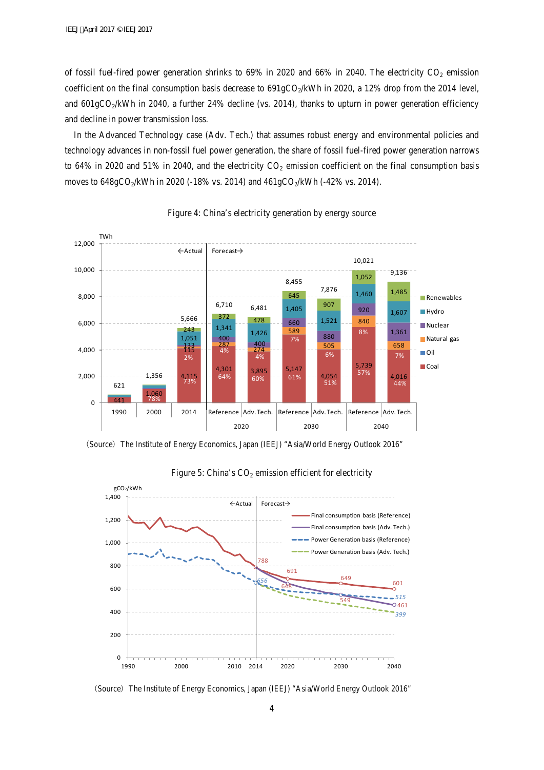of fossil fuel-fired power generation shrinks to 69% in 2020 and 66% in 2040. The electricity $CO_2$ emission coefficient on the final consumption basis decrease to 691g$CO_2$/kWh in 2020, a 12% drop from the 2014 level, and 601g$CO_2$/kWh in 2040, a further 24% decline (vs. 2014), thanks to upturn in power generation efficiency and decline in power transmission loss.

In the Advanced Technology case (Adv. Tech.) that assumes robust energy and environmental policies and technology advances in non-fossil fuel power generation, the share of fossil fuel-fired power generation narrows to 64% in 2020 and 51% in 2040, and the electricity $CO_2$ emission coefficient on the final consumption basis moves to 648g$CO_2$/kWh in 2020 (-18% vs. 2014) and 461g$CO_2$/kWh (-42% vs. 2014).

Figure 4: China's electricity generation by energy source

| TWh | 1990 | 2000 | 2014 | 2020 Reference | 2020 Adv. Tech. | 2030 Reference | 2030 Adv. Tech. | 2040 Reference | 2040 Adv. Tech. |
|---|---|---|---|---|---|---|---|---|---|
| Total | 621 | 1,356 | 5,666 | 6,710 | 6,481 | 8,455 | 7,876 | 10,021 | 9,136 |
| Renewables | | | 243 | 372 | 478 | 645 | 907 | 1,052 | 1,485 |
| Hydro | | | 1,051 | 1,341 | 1,426 | 1,405 | 1,521 | 1,460 | 1,607 |
| Nuclear | | | 133 | 400 | 400 | 660 | 880 | 920 | 1,361 |
| Natural gas | | | 115 (2%) | 287 (4%) | 274 (4%) | 589 (7%) | 505 (6%) | 840 (8%) | 658 (7%) |
| Oil | | | | | | | | | |
| Coal | 441 | 1,060 (78%) | 4,115 (73%) | 4,301 (64%) | 3,895 (60%) | 5,147 (61%) | 4,054 (51%) | 5,739 (57%) | 4,016 (44%) |

(Source) The Institute of Energy Economics, Japan (IEEJ) "Asia/World Energy Outlook 2016"

Figure 5: China's $CO_2$ emission efficient for electricity

| g$CO_2$/kWh | 2014 | 2020 | 2030 | 2040 |
|---|---|---|---|---|
| Final consumption basis (Reference) | 788 | 691 | 649 | 601 |
| Final consumption basis (Adv. Tech.) | 788 | 648 | 549 | 461 |
| Power Generation basis (Reference) | 656 | | | 515 |
| Power Generation basis (Adv. Tech.) | 656 | | | 399 |

(Source) The Institute of Energy Economics, Japan (IEEJ) "Asia/World Energy Outlook 2016"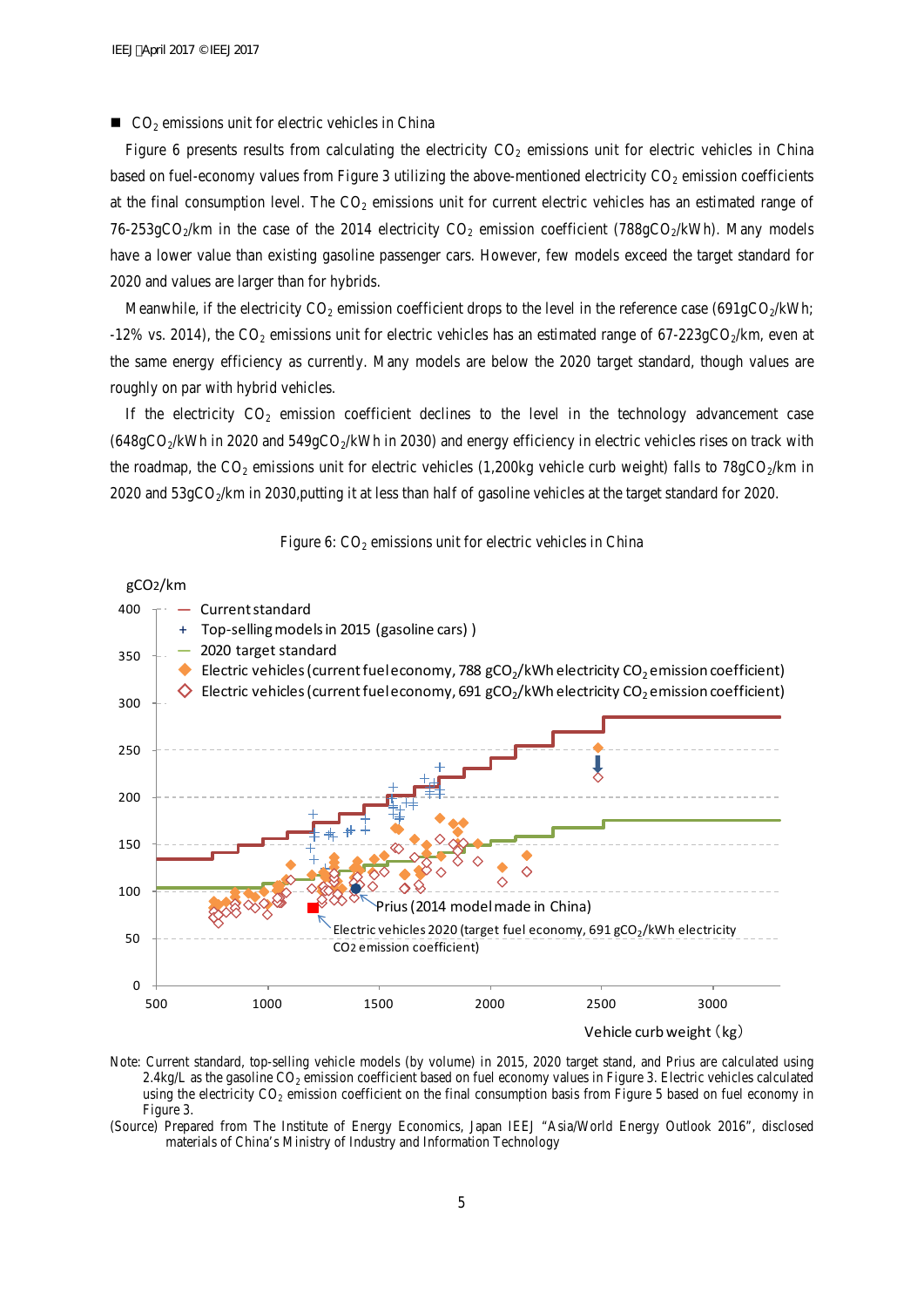■ $CO_2$ emissions unit for electric vehicles in China

Figure 6 presents results from calculating the electricity $CO_2$ emissions unit for electric vehicles in China based on fuel-economy values from Figure 3 utilizing the above-mentioned electricity $CO_2$ emission coefficients at the final consumption level. The $CO_2$ emissions unit for current electric vehicles has an estimated range of 76-253g$CO_2$/km in the case of the 2014 electricity $CO_2$ emission coefficient (788g$CO_2$/kWh). Many models have a lower value than existing gasoline passenger cars. However, few models exceed the target standard for 2020 and values are larger than for hybrids.

Meanwhile, if the electricity $CO_2$ emission coefficient drops to the level in the reference case (691g$CO_2$/kWh; -12% vs. 2014), the $CO_2$ emissions unit for electric vehicles has an estimated range of 67-223g$CO_2$/km, even at the same energy efficiency as currently. Many models are below the 2020 target standard, though values are roughly on par with hybrid vehicles.

If the electricity $CO_2$ emission coefficient declines to the level in the technology advancement case (648g$CO_2$/kWh in 2020 and 549g$CO_2$/kWh in 2030) and energy efficiency in electric vehicles rises on track with the roadmap, the $CO_2$ emissions unit for electric vehicles (1,200kg vehicle curb weight) falls to 78g$CO_2$/km in 2020 and 53g$CO_2$/km in 2030,putting it at less than half of gasoline vehicles at the target standard for 2020.

Figure 6: $CO_2$ emissions unit for electric vehicles in China

Note: Current standard, top-selling vehicle models (by volume) in 2015, 2020 target stand, and Prius are calculated using 2.4kg/L as the gasoline $CO_2$ emission coefficient based on fuel economy values in Figure 3. Electric vehicles calculated using the electricity $CO_2$ emission coefficient on the final consumption basis from Figure 5 based on fuel economy in Figure 3.

(Source) Prepared from The Institute of Energy Economics, Japan IEEJ "Asia/World Energy Outlook 2016", disclosed materials of China's Ministry of Industry and Information Technology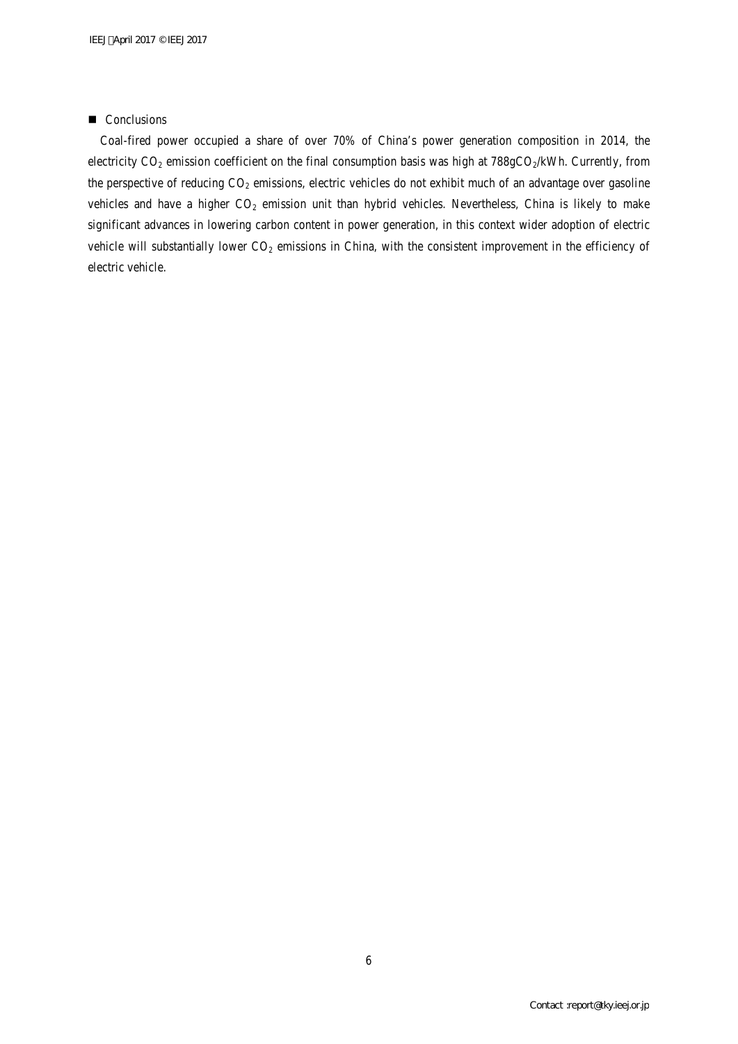## Conclusions

Coal-fired power occupied a share of over 70% of China's power generation composition in 2014, the electricity $CO_2$ emission coefficient on the final consumption basis was high at 788g$CO_2$/kWh. Currently, from the perspective of reducing $CO_2$ emissions, electric vehicles do not exhibit much of an advantage over gasoline vehicles and have a higher $CO_2$ emission unit than hybrid vehicles. Nevertheless, China is likely to make significant advances in lowering carbon content in power generation, in this context wider adoption of electric vehicle will substantially lower $CO_2$ emissions in China, with the consistent improvement in the efficiency of electric vehicle.

Contact :report@tky.ieej.or.jp